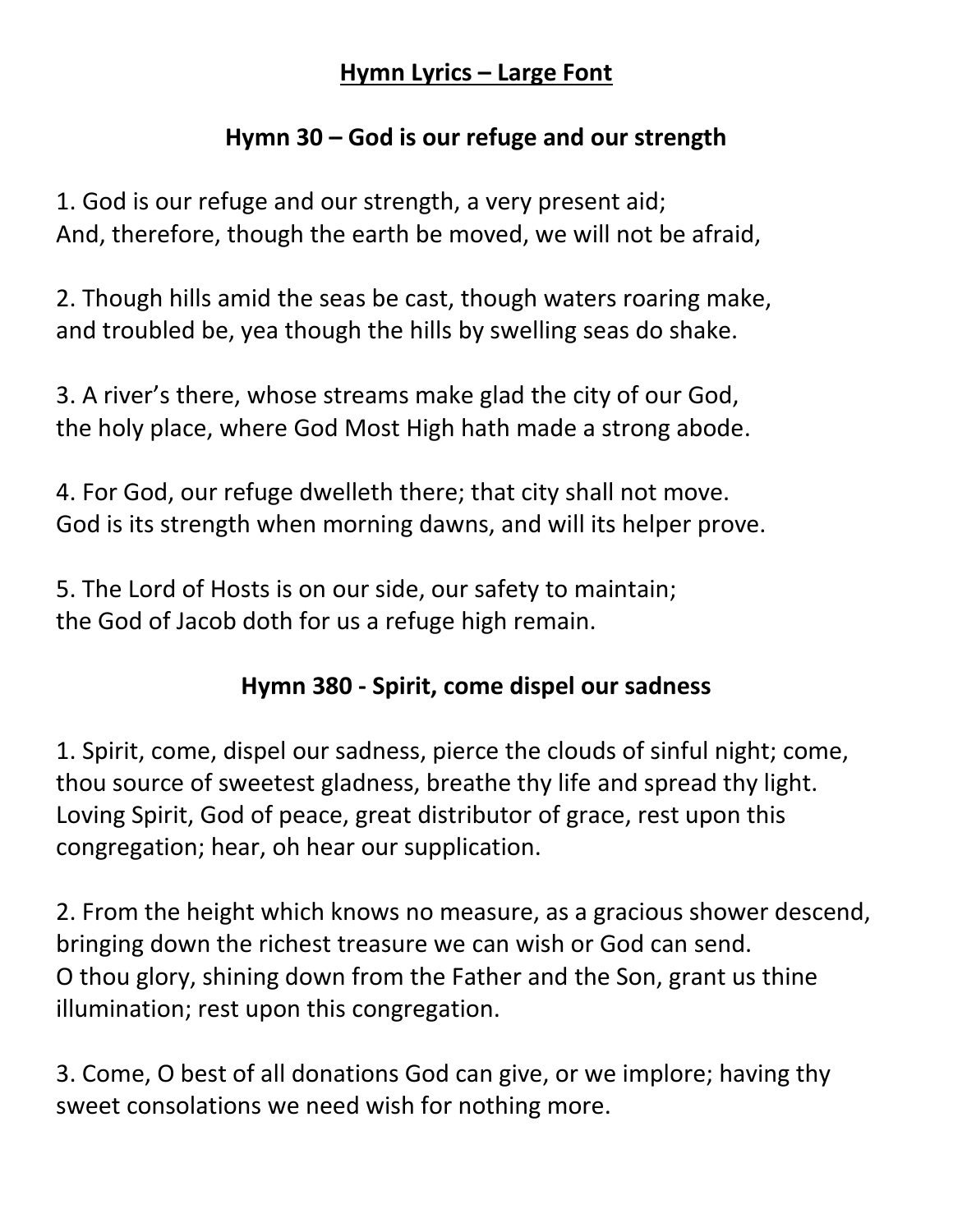# Hymn Lyrics – Large Font

## Hymn 30 – God is our refuge and our strength

1. God is our refuge and our strength, a very present aid;
And, therefore, though the earth be moved, we will not be afraid,

2. Though hills amid the seas be cast, though waters roaring make,
and troubled be, yea though the hills by swelling seas do shake.

3. A river's there, whose streams make glad the city of our God,
the holy place, where God Most High hath made a strong abode.

4. For God, our refuge dwelleth there; that city shall not move.
God is its strength when morning dawns, and will its helper prove.

5. The Lord of Hosts is on our side, our safety to maintain;
the God of Jacob doth for us a refuge high remain.

## Hymn 380 - Spirit, come dispel our sadness

1. Spirit, come, dispel our sadness, pierce the clouds of sinful night; come, thou source of sweetest gladness, breathe thy life and spread thy light. Loving Spirit, God of peace, great distributor of grace, rest upon this congregation; hear, oh hear our supplication.

2. From the height which knows no measure, as a gracious shower descend, bringing down the richest treasure we can wish or God can send.
O thou glory, shining down from the Father and the Son, grant us thine illumination; rest upon this congregation.

3. Come, O best of all donations God can give, or we implore; having thy sweet consolations we need wish for nothing more.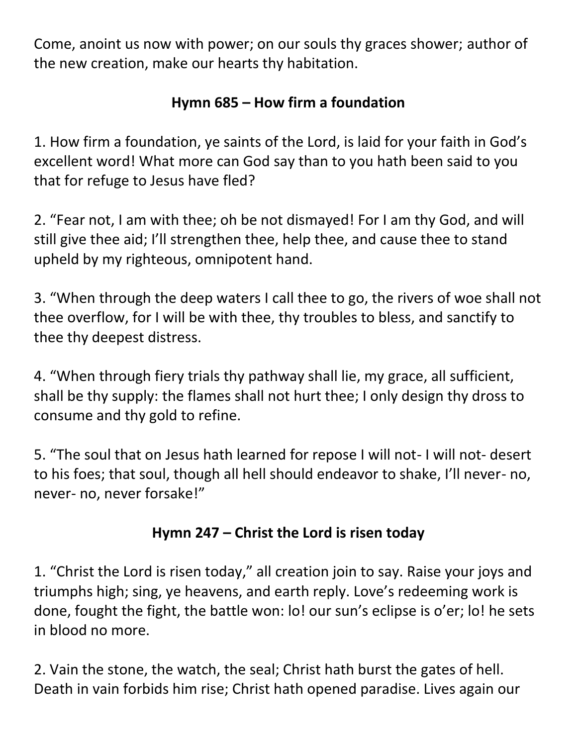Come, anoint us now with power; on our souls thy graces shower; author of the new creation, make our hearts thy habitation.

## Hymn 685 – How firm a foundation

1. How firm a foundation, ye saints of the Lord, is laid for your faith in God’s excellent word! What more can God say than to you hath been said to you that for refuge to Jesus have fled?

2. “Fear not, I am with thee; oh be not dismayed! For I am thy God, and will still give thee aid; I’ll strengthen thee, help thee, and cause thee to stand upheld by my righteous, omnipotent hand.

3. “When through the deep waters I call thee to go, the rivers of woe shall not thee overflow, for I will be with thee, thy troubles to bless, and sanctify to thee thy deepest distress.

4. “When through fiery trials thy pathway shall lie, my grace, all sufficient, shall be thy supply: the flames shall not hurt thee; I only design thy dross to consume and thy gold to refine.

5. “The soul that on Jesus hath learned for repose I will not- I will not- desert to his foes; that soul, though all hell should endeavor to shake, I’ll never- no, never- no, never forsake!”

## Hymn 247 – Christ the Lord is risen today

1. “Christ the Lord is risen today,” all creation join to say. Raise your joys and triumphs high; sing, ye heavens, and earth reply. Love’s redeeming work is done, fought the fight, the battle won: lo! our sun’s eclipse is o’er; lo! he sets in blood no more.

2. Vain the stone, the watch, the seal; Christ hath burst the gates of hell. Death in vain forbids him rise; Christ hath opened paradise. Lives again our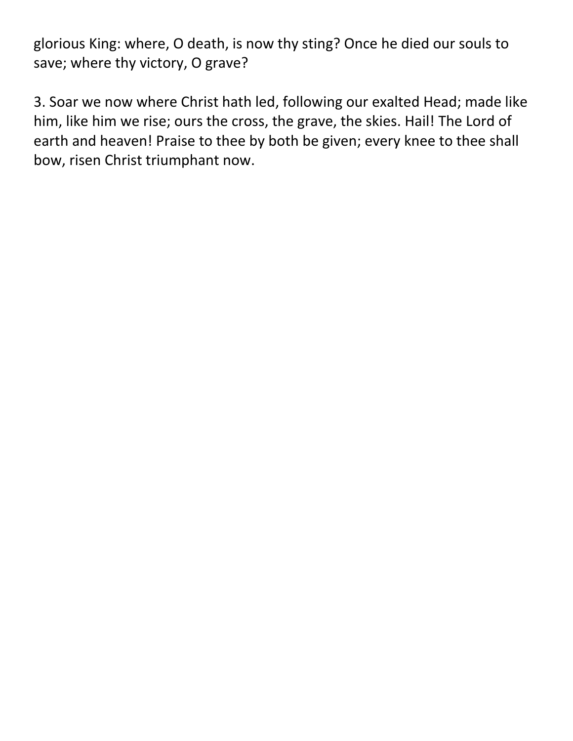glorious King: where, O death, is now thy sting? Once he died our souls to save; where thy victory, O grave?

3. Soar we now where Christ hath led, following our exalted Head; made like him, like him we rise; ours the cross, the grave, the skies. Hail! The Lord of earth and heaven! Praise to thee by both be given; every knee to thee shall bow, risen Christ triumphant now.